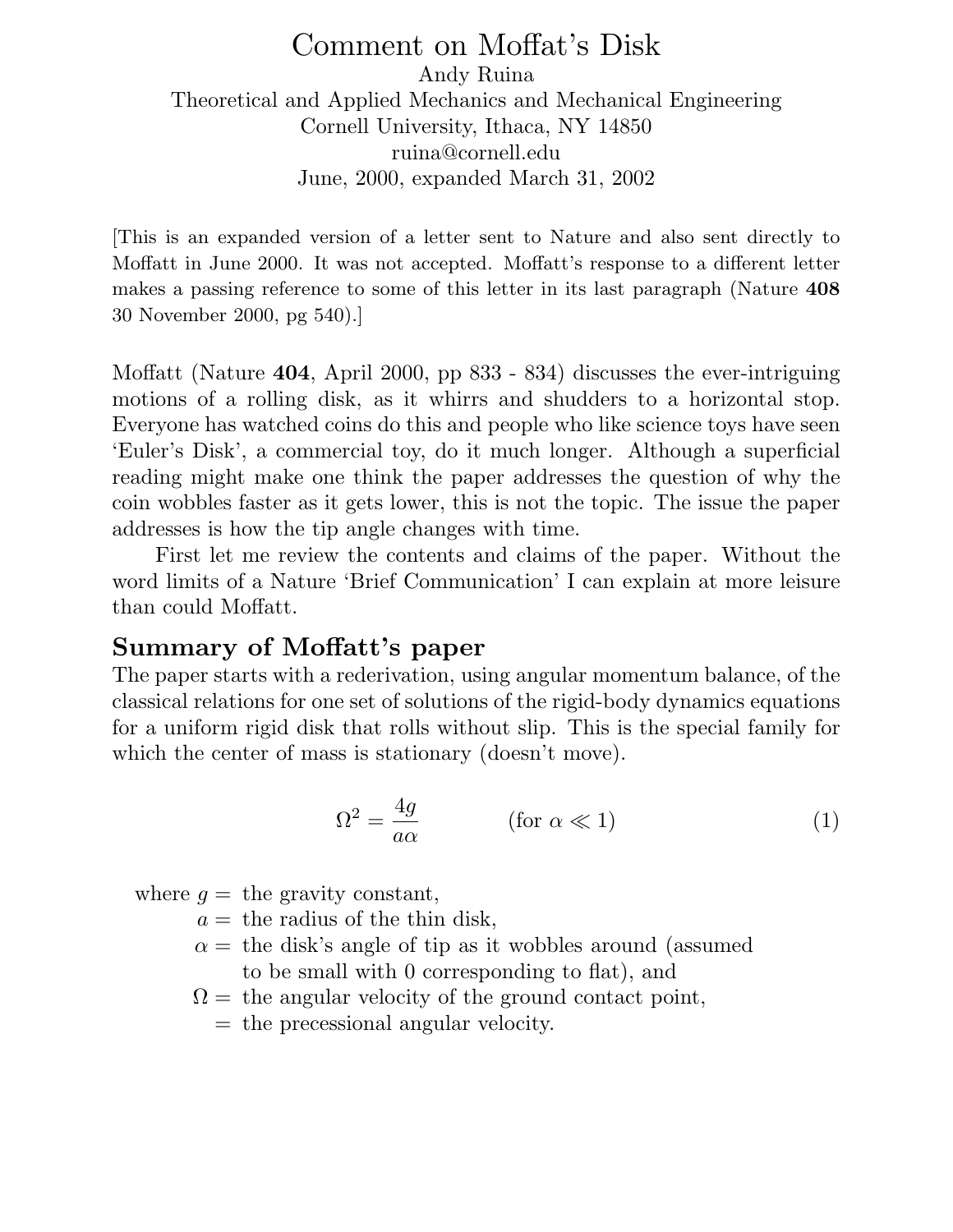# Comment on Moffat's Disk

Andy Ruina
Theoretical and Applied Mechanics and Mechanical Engineering
Cornell University, Ithaca, NY 14850
ruina@cornell.edu
June, 2000, expanded March 31, 2002

[This is an expanded version of a letter sent to Nature and also sent directly to Moffatt in June 2000. It was not accepted. Moffatt's response to a different letter makes a passing reference to some of this letter in its last paragraph (Nature **408** 30 November 2000, pg 540).]

Moffatt (Nature **404**, April 2000, pp 833 - 834) discusses the ever-intriguing motions of a rolling disk, as it whirrs and shudders to a horizontal stop. Everyone has watched coins do this and people who like science toys have seen 'Euler's Disk', a commercial toy, do it much longer. Although a superficial reading might make one think the paper addresses the question of why the coin wobbles faster as it gets lower, this is not the topic. The issue the paper addresses is how the tip angle changes with time.

First let me review the contents and claims of the paper. Without the word limits of a Nature 'Brief Communication' I can explain at more leisure than could Moffatt.

## Summary of Moffatt's paper

The paper starts with a rederivation, using angular momentum balance, of the classical relations for one set of solutions of the rigid-body dynamics equations for a uniform rigid disk that rolls without slip. This is the special family for which the center of mass is stationary (doesn't move).

$$\Omega^2 = \frac{4g}{a\alpha} \qquad \text{(for } \alpha \ll 1\text{)} \tag{1}$$

where $g =$ the gravity constant,
$a =$ the radius of the thin disk,
$\alpha =$ the disk's angle of tip as it wobbles around (assumed to be small with 0 corresponding to flat), and
$\Omega =$ the angular velocity of the ground contact point,
$=$ the precessional angular velocity.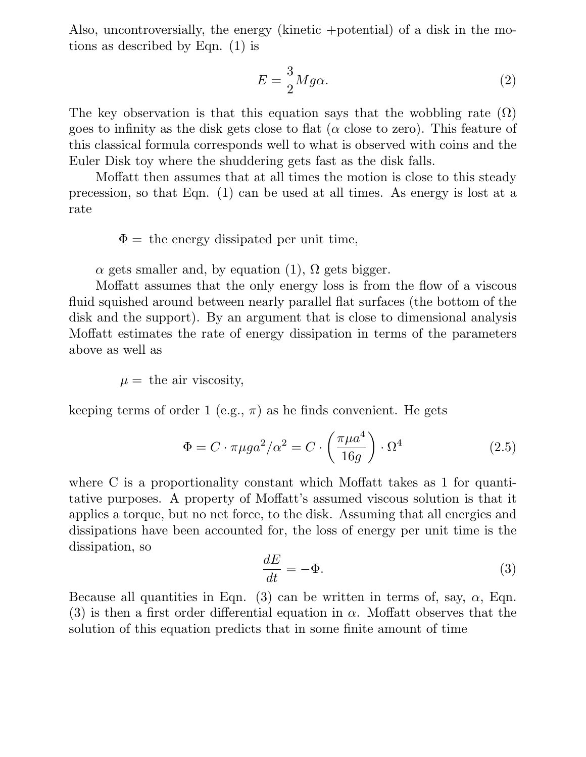Also, uncontroversially, the energy (kinetic +potential) of a disk in the motions as described by Eqn. (1) is

$$E = \frac{3}{2} M g \alpha. \tag{2}$$

The key observation is that this equation says that the wobbling rate ($\Omega$) goes to infinity as the disk gets close to flat ($\alpha$ close to zero). This feature of this classical formula corresponds well to what is observed with coins and the Euler Disk toy where the shuddering gets fast as the disk falls.

Moffatt then assumes that at all times the motion is close to this steady precession, so that Eqn. (1) can be used at all times. As energy is lost at a rate

$\Phi =$ the energy dissipated per unit time,

$\alpha$ gets smaller and, by equation (1), $\Omega$ gets bigger.

Moffatt assumes that the only energy loss is from the flow of a viscous fluid squished around between nearly parallel flat surfaces (the bottom of the disk and the support). By an argument that is close to dimensional analysis Moffatt estimates the rate of energy dissipation in terms of the parameters above as well as

$\mu =$ the air viscosity,

keeping terms of order 1 (e.g., $\pi$) as he finds convenient. He gets

$$\Phi = C \cdot \pi \mu g a^2 / \alpha^2 = C \cdot \left( \frac{\pi \mu a^4}{16 g} \right) \cdot \Omega^4 \tag{2.5}$$

where C is a proportionality constant which Moffatt takes as 1 for quantitative purposes. A property of Moffatt's assumed viscous solution is that it applies a torque, but no net force, to the disk. Assuming that all energies and dissipations have been accounted for, the loss of energy per unit time is the dissipation, so

$$\frac{dE}{dt} = -\Phi. \tag{3}$$

Because all quantities in Eqn. (3) can be written in terms of, say, $\alpha$, Eqn. (3) is then a first order differential equation in $\alpha$. Moffatt observes that the solution of this equation predicts that in some finite amount of time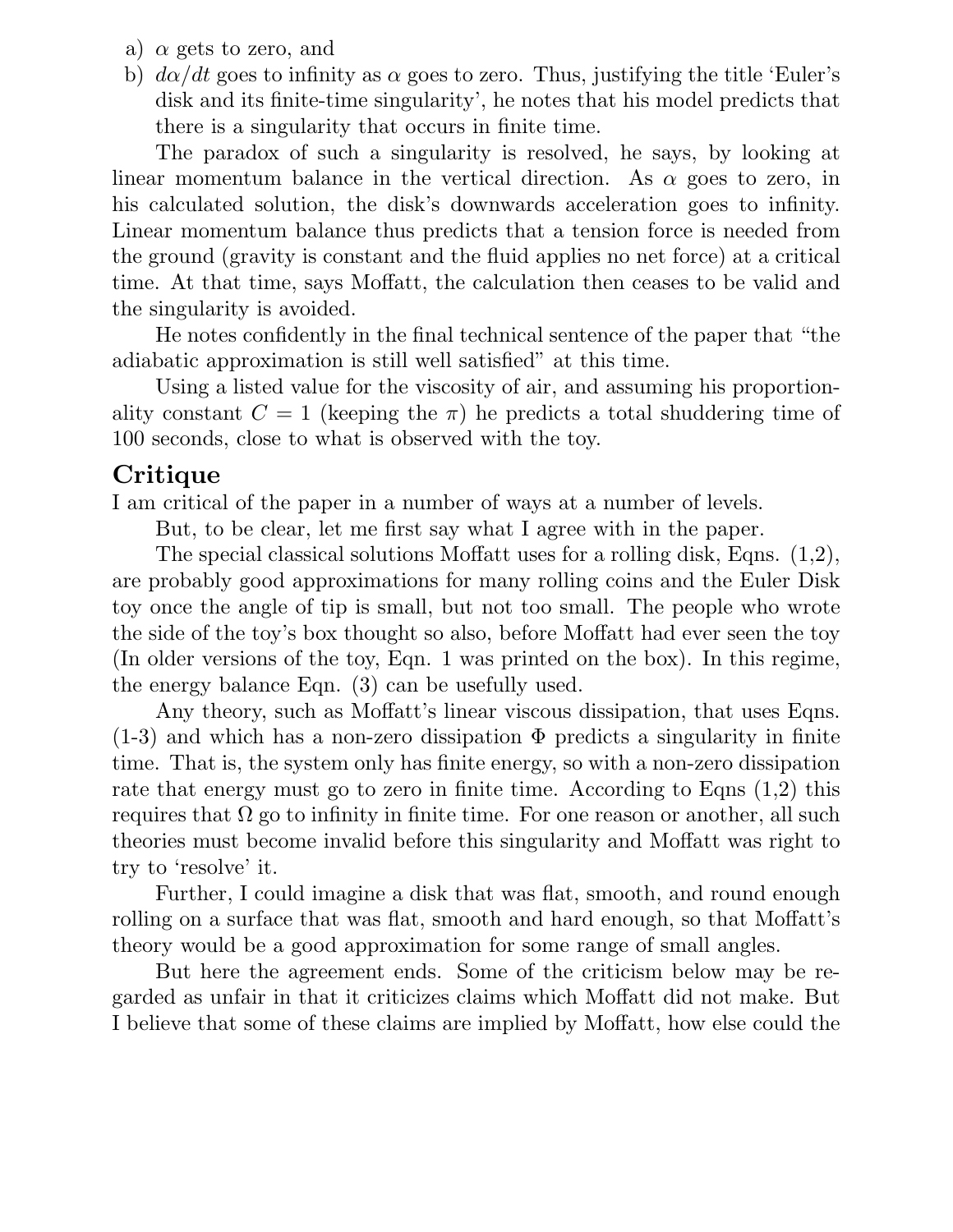a) $\alpha$ gets to zero, and

b) $d\alpha/dt$ goes to infinity as $\alpha$ goes to zero. Thus, justifying the title 'Euler's disk and its finite-time singularity', he notes that his model predicts that there is a singularity that occurs in finite time.

The paradox of such a singularity is resolved, he says, by looking at linear momentum balance in the vertical direction. As $\alpha$ goes to zero, in his calculated solution, the disk's downwards acceleration goes to infinity. Linear momentum balance thus predicts that a tension force is needed from the ground (gravity is constant and the fluid applies no net force) at a critical time. At that time, says Moffatt, the calculation then ceases to be valid and the singularity is avoided.

He notes confidently in the final technical sentence of the paper that "the adiabatic approximation is still well satisfied" at this time.

Using a listed value for the viscosity of air, and assuming his proportionality constant $C = 1$ (keeping the $\pi$) he predicts a total shuddering time of 100 seconds, close to what is observed with the toy.

## Critique

I am critical of the paper in a number of ways at a number of levels.

But, to be clear, let me first say what I agree with in the paper.

The special classical solutions Moffatt uses for a rolling disk, Eqns. (1,2), are probably good approximations for many rolling coins and the Euler Disk toy once the angle of tip is small, but not too small. The people who wrote the side of the toy's box thought so also, before Moffatt had ever seen the toy (In older versions of the toy, Eqn. 1 was printed on the box). In this regime, the energy balance Eqn. (3) can be usefully used.

Any theory, such as Moffatt's linear viscous dissipation, that uses Eqns. (1-3) and which has a non-zero dissipation $\Phi$ predicts a singularity in finite time. That is, the system only has finite energy, so with a non-zero dissipation rate that energy must go to zero in finite time. According to Eqns (1,2) this requires that $\Omega$ go to infinity in finite time. For one reason or another, all such theories must become invalid before this singularity and Moffatt was right to try to 'resolve' it.

Further, I could imagine a disk that was flat, smooth, and round enough rolling on a surface that was flat, smooth and hard enough, so that Moffatt's theory would be a good approximation for some range of small angles.

But here the agreement ends. Some of the criticism below may be regarded as unfair in that it criticizes claims which Moffatt did not make. But I believe that some of these claims are implied by Moffatt, how else could the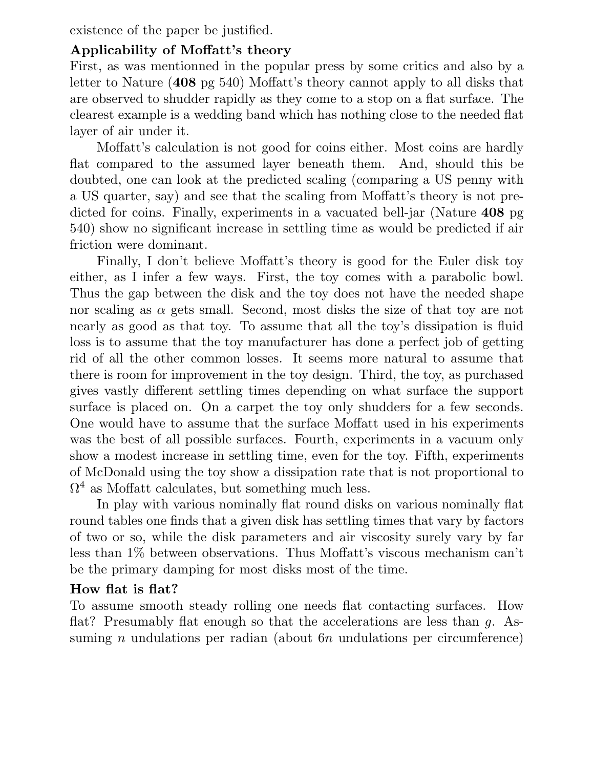existence of the paper be justified.

**Applicability of Moffatt's theory**

First, as was mentionned in the popular press by some critics and also by a letter to Nature (**408** pg 540) Moffatt's theory cannot apply to all disks that are observed to shudder rapidly as they come to a stop on a flat surface. The clearest example is a wedding band which has nothing close to the needed flat layer of air under it.

Moffatt's calculation is not good for coins either. Most coins are hardly flat compared to the assumed layer beneath them. And, should this be doubted, one can look at the predicted scaling (comparing a US penny with a US quarter, say) and see that the scaling from Moffatt's theory is not predicted for coins. Finally, experiments in a vacuated bell-jar (Nature **408** pg 540) show no significant increase in settling time as would be predicted if air friction were dominant.

Finally, I don't believe Moffatt's theory is good for the Euler disk toy either, as I infer a few ways. First, the toy comes with a parabolic bowl. Thus the gap between the disk and the toy does not have the needed shape nor scaling as $\alpha$ gets small. Second, most disks the size of that toy are not nearly as good as that toy. To assume that all the toy's dissipation is fluid loss is to assume that the toy manufacturer has done a perfect job of getting rid of all the other common losses. It seems more natural to assume that there is room for improvement in the toy design. Third, the toy, as purchased gives vastly different settling times depending on what surface the support surface is placed on. On a carpet the toy only shudders for a few seconds. One would have to assume that the surface Moffatt used in his experiments was the best of all possible surfaces. Fourth, experiments in a vacuum only show a modest increase in settling time, even for the toy. Fifth, experiments of McDonald using the toy show a dissipation rate that is not proportional to $\Omega^4$ as Moffatt calculates, but something much less.

In play with various nominally flat round disks on various nominally flat round tables one finds that a given disk has settling times that vary by factors of two or so, while the disk parameters and air viscosity surely vary by far less than 1% between observations. Thus Moffatt's viscous mechanism can't be the primary damping for most disks most of the time.

**How flat is flat?**

To assume smooth steady rolling one needs flat contacting surfaces. How flat? Presumably flat enough so that the accelerations are less than $g$. Assuming $n$ undulations per radian (about $6n$ undulations per circumference)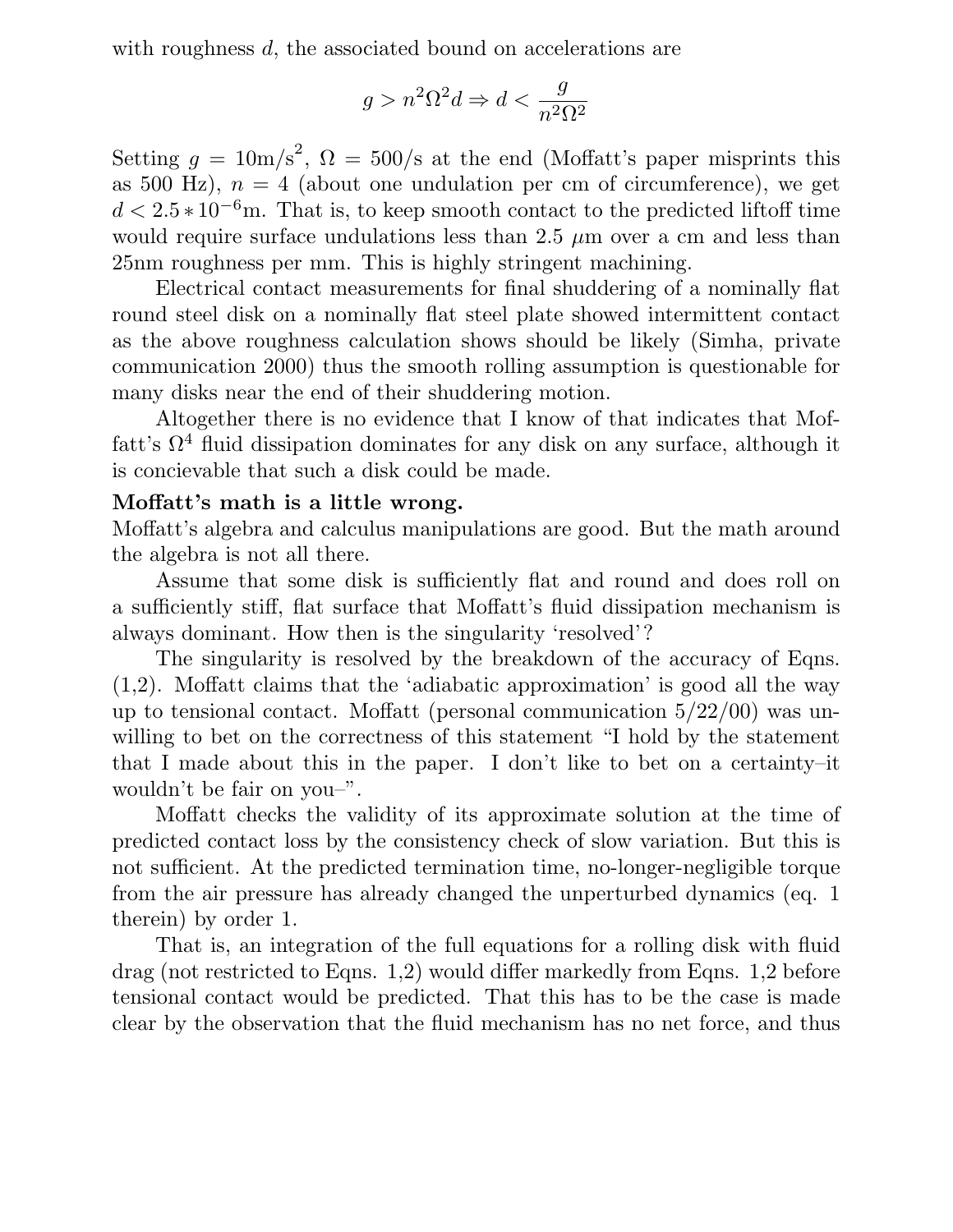with roughness $d$, the associated bound on accelerations are

$$g > n^2\Omega^2 d \Rightarrow d < \frac{g}{n^2\Omega^2}$$

Setting $g = 10\text{m/s}^2$, $\Omega = 500/\text{s}$ at the end (Moffatt's paper misprints this as 500 Hz), $n = 4$ (about one undulation per cm of circumference), we get $d < 2.5 * 10^{-6}$m. That is, to keep smooth contact to the predicted liftoff time would require surface undulations less than 2.5 $\mu$m over a cm and less than 25nm roughness per mm. This is highly stringent machining.

Electrical contact measurements for final shuddering of a nominally flat round steel disk on a nominally flat steel plate showed intermittent contact as the above roughness calculation shows should be likely (Simha, private communication 2000) thus the smooth rolling assumption is questionable for many disks near the end of their shuddering motion.

Altogether there is no evidence that I know of that indicates that Moffatt's $\Omega^4$ fluid dissipation dominates for any disk on any surface, although it is concievable that such a disk could be made.

**Moffatt's math is a little wrong.**

Moffatt's algebra and calculus manipulations are good. But the math around the algebra is not all there.

Assume that some disk is sufficiently flat and round and does roll on a sufficiently stiff, flat surface that Moffatt's fluid dissipation mechanism is always dominant. How then is the singularity 'resolved'?

The singularity is resolved by the breakdown of the accuracy of Eqns. (1,2). Moffatt claims that the 'adiabatic approximation' is good all the way up to tensional contact. Moffatt (personal communication 5/22/00) was unwilling to bet on the correctness of this statement "I hold by the statement that I made about this in the paper. I don't like to bet on a certainty–it wouldn't be fair on you–".

Moffatt checks the validity of its approximate solution at the time of predicted contact loss by the consistency check of slow variation. But this is not sufficient. At the predicted termination time, no-longer-negligible torque from the air pressure has already changed the unperturbed dynamics (eq. 1 therein) by order 1.

That is, an integration of the full equations for a rolling disk with fluid drag (not restricted to Eqns. 1,2) would differ markedly from Eqns. 1,2 before tensional contact would be predicted. That this has to be the case is made clear by the observation that the fluid mechanism has no net force, and thus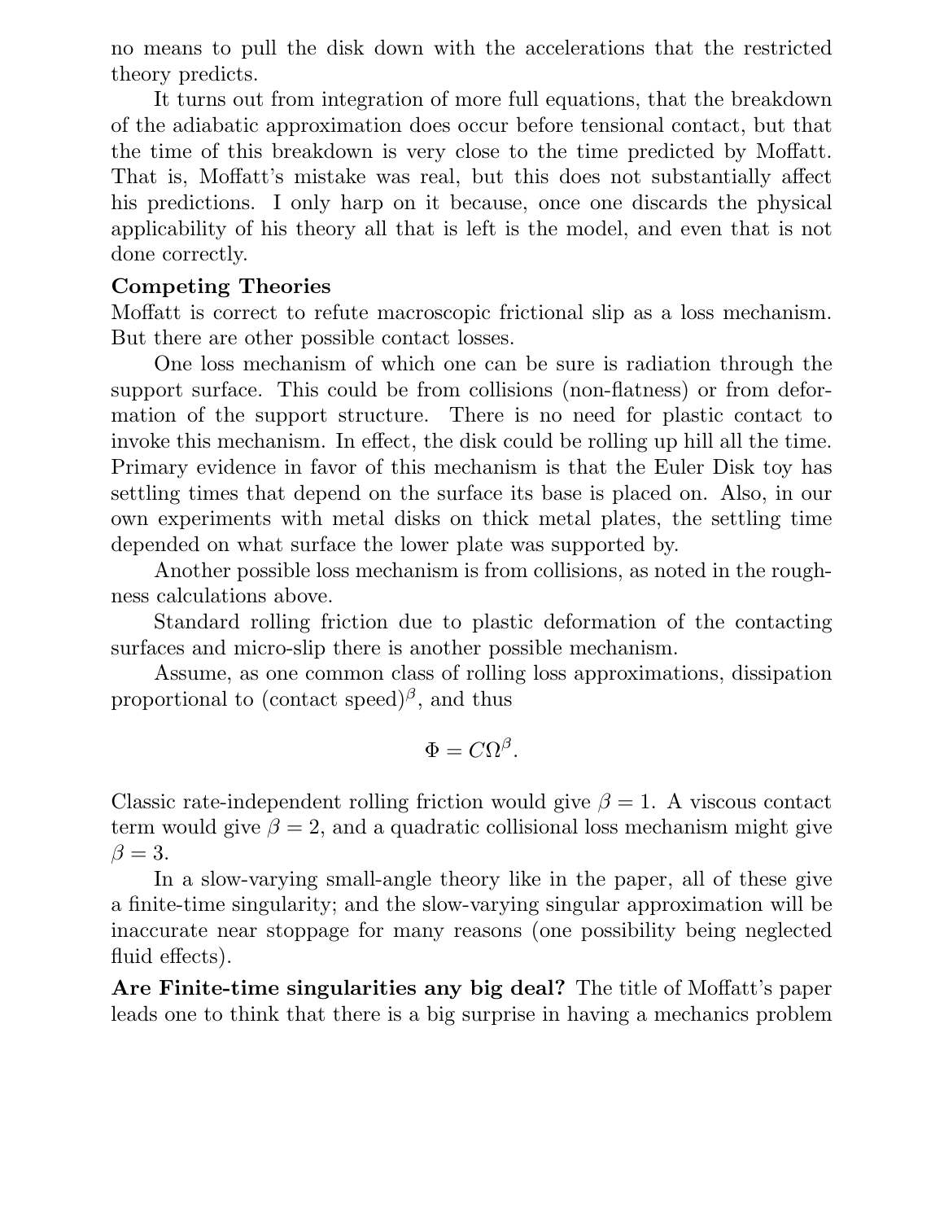no means to pull the disk down with the accelerations that the restricted theory predicts.

It turns out from integration of more full equations, that the breakdown of the adiabatic approximation does occur before tensional contact, but that the time of this breakdown is very close to the time predicted by Moffatt. That is, Moffatt's mistake was real, but this does not substantially affect his predictions. I only harp on it because, once one discards the physical applicability of his theory all that is left is the model, and even that is not done correctly.

**Competing Theories**

Moffatt is correct to refute macroscopic frictional slip as a loss mechanism. But there are other possible contact losses.

One loss mechanism of which one can be sure is radiation through the support surface. This could be from collisions (non-flatness) or from deformation of the support structure. There is no need for plastic contact to invoke this mechanism. In effect, the disk could be rolling up hill all the time. Primary evidence in favor of this mechanism is that the Euler Disk toy has settling times that depend on the surface its base is placed on. Also, in our own experiments with metal disks on thick metal plates, the settling time depended on what surface the lower plate was supported by.

Another possible loss mechanism is from collisions, as noted in the roughness calculations above.

Standard rolling friction due to plastic deformation of the contacting surfaces and micro-slip there is another possible mechanism.

Assume, as one common class of rolling loss approximations, dissipation proportional to (contact speed)$^\beta$, and thus

$$\Phi = C\Omega^\beta.$$

Classic rate-independent rolling friction would give $\beta = 1$. A viscous contact term would give $\beta = 2$, and a quadratic collisional loss mechanism might give $\beta = 3$.

In a slow-varying small-angle theory like in the paper, all of these give a finite-time singularity; and the slow-varying singular approximation will be inaccurate near stoppage for many reasons (one possibility being neglected fluid effects).

**Are Finite-time singularities any big deal?** The title of Moffatt's paper leads one to think that there is a big surprise in having a mechanics problem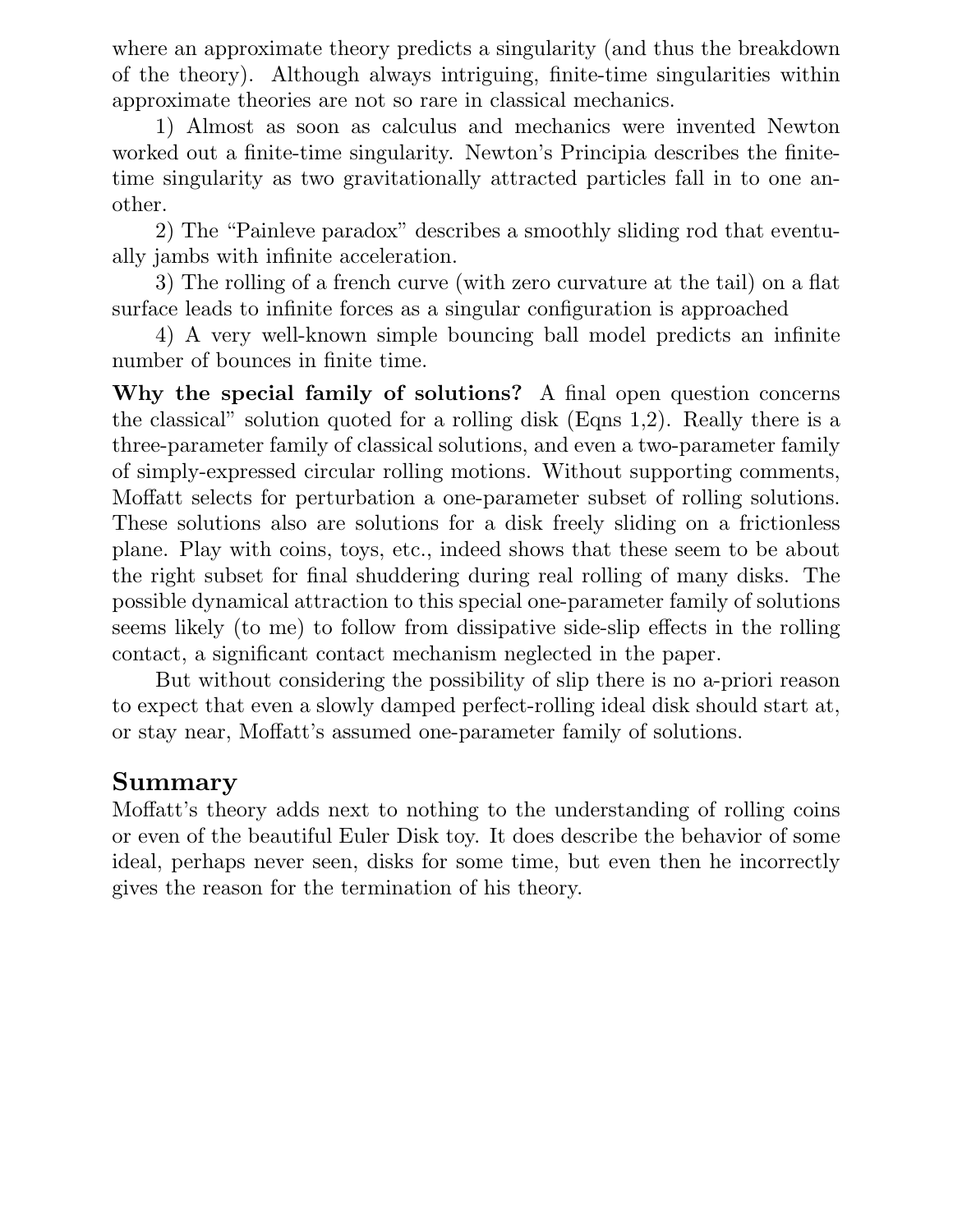where an approximate theory predicts a singularity (and thus the breakdown of the theory). Although always intriguing, finite-time singularities within approximate theories are not so rare in classical mechanics.

1) Almost as soon as calculus and mechanics were invented Newton worked out a finite-time singularity. Newton's Principia describes the finite-time singularity as two gravitationally attracted particles fall in to one another.

2) The "Painleve paradox" describes a smoothly sliding rod that eventually jambs with infinite acceleration.

3) The rolling of a french curve (with zero curvature at the tail) on a flat surface leads to infinite forces as a singular configuration is approached

4) A very well-known simple bouncing ball model predicts an infinite number of bounces in finite time.

**Why the special family of solutions?** A final open question concerns the classical" solution quoted for a rolling disk (Eqns 1,2). Really there is a three-parameter family of classical solutions, and even a two-parameter family of simply-expressed circular rolling motions. Without supporting comments, Moffatt selects for perturbation a one-parameter subset of rolling solutions. These solutions also are solutions for a disk freely sliding on a frictionless plane. Play with coins, toys, etc., indeed shows that these seem to be about the right subset for final shuddering during real rolling of many disks. The possible dynamical attraction to this special one-parameter family of solutions seems likely (to me) to follow from dissipative side-slip effects in the rolling contact, a significant contact mechanism neglected in the paper.

But without considering the possibility of slip there is no a-priori reason to expect that even a slowly damped perfect-rolling ideal disk should start at, or stay near, Moffatt's assumed one-parameter family of solutions.

## Summary

Moffatt's theory adds next to nothing to the understanding of rolling coins or even of the beautiful Euler Disk toy. It does describe the behavior of some ideal, perhaps never seen, disks for some time, but even then he incorrectly gives the reason for the termination of his theory.